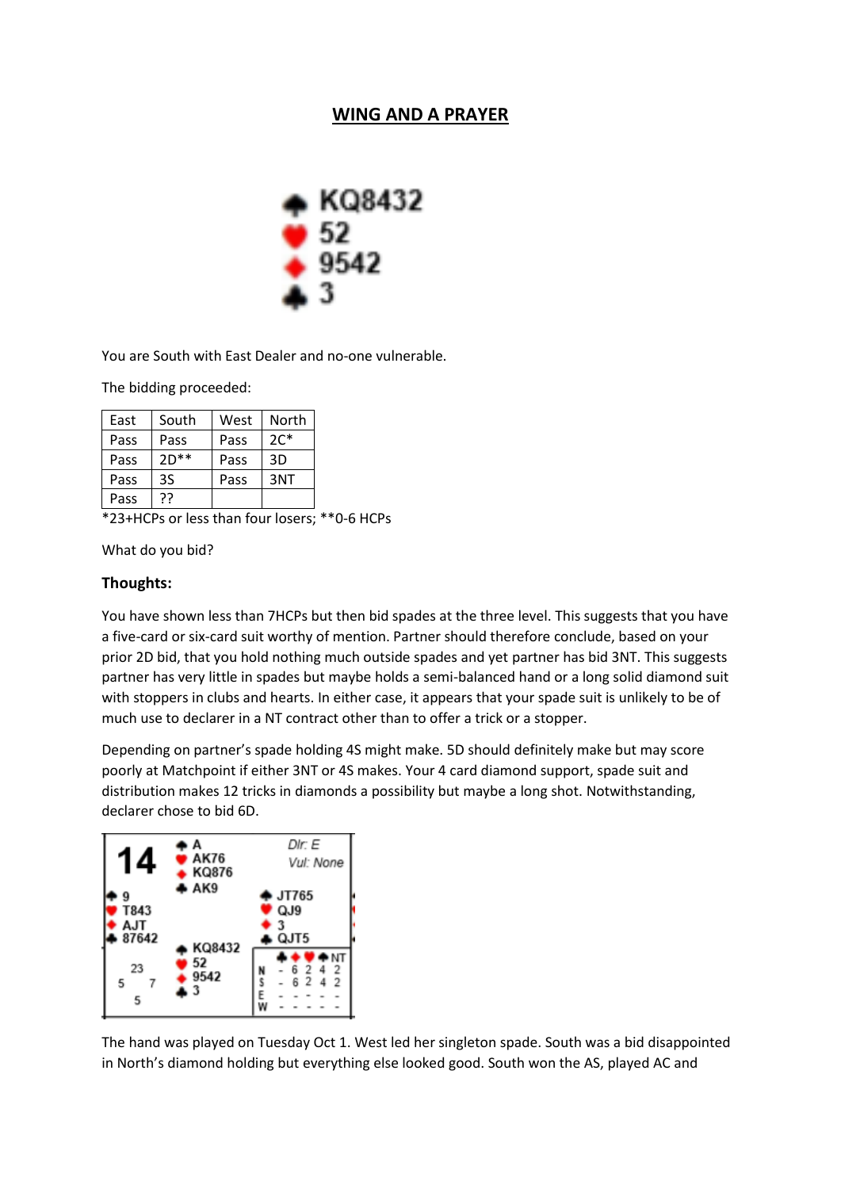## WING AND A PRAYER

♠ KQ8432
♥ 52
♦ 9542
♣ 3

You are South with East Dealer and no-one vulnerable.

The bidding proceeded:

| East | South | West | North |
|---|---|---|---|
| Pass | Pass | Pass | 2C* |
| Pass | 2D** | Pass | 3D |
| Pass | 3S | Pass | 3NT |
| Pass | ?? | | |

*23+HCPs or less than four losers; **0-6 HCPs

What do you bid?

**Thoughts:**

You have shown less than 7HCPs but then bid spades at the three level. This suggests that you have a five-card or six-card suit worthy of mention. Partner should therefore conclude, based on your prior 2D bid, that you hold nothing much outside spades and yet partner has bid 3NT. This suggests partner has very little in spades but maybe holds a semi-balanced hand or a long solid diamond suit with stoppers in clubs and hearts. In either case, it appears that your spade suit is unlikely to be of much use to declarer in a NT contract other than to offer a trick or a stopper.

Depending on partner's spade holding 4S might make. 5D should definitely make but may score poorly at Matchpoint if either 3NT or 4S makes. Your 4 card diamond support, spade suit and distribution makes 12 tricks in diamonds a possibility but maybe a long shot. Notwithstanding, declarer chose to bid 6D.

**14** Dlr: E Vul: None

North:
♠ A
♥ AK76
♦ KQ876
♣ AK9

West:
♠ 9
♥ T843
♦ AJT
♣ 87642

East:
♠ JT765
♥ QJ9
♦ 3
♣ QJT5

South:
♠ KQ8432
♥ 52
♦ 9542
♣ 3

HCP: North 23, West 5, East 7, South 5

| | ♣ | ♦ | ♥ | ♠ | NT |
|---|---|---|---|---|---|
| N | - | 6 | 2 | 4 | 2 |
| S | - | 6 | 2 | 4 | 2 |
| E | - | - | - | - | - |
| W | - | - | - | - | - |

The hand was played on Tuesday Oct 1. West led her singleton spade. South was a bid disappointed in North's diamond holding but everything else looked good. South won the AS, played AC and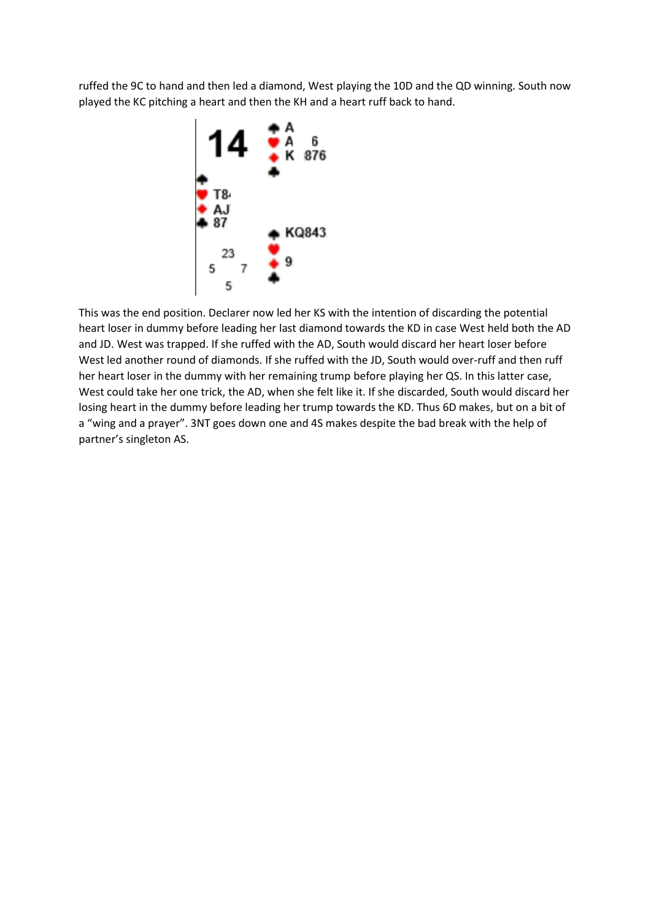ruffed the 9C to hand and then led a diamond, West playing the 10D and the QD winning. South now played the KC pitching a heart and then the KH and a heart ruff back to hand.

14

North:
♠ A
♥ A
♦ K
♣

West:
♠
♥ T8
♦ AJ
♣ 87

East:
♥ 6
♦ 876

South:
♠ KQ843
♥
♦ 9
♣

23
5   7
5

This was the end position. Declarer now led her KS with the intention of discarding the potential heart loser in dummy before leading her last diamond towards the KD in case West held both the AD and JD. West was trapped. If she ruffed with the AD, South would discard her heart loser before West led another round of diamonds. If she ruffed with the JD, South would over-ruff and then ruff her heart loser in the dummy with her remaining trump before playing her QS. In this latter case, West could take her one trick, the AD, when she felt like it. If she discarded, South would discard her losing heart in the dummy before leading her trump towards the KD. Thus 6D makes, but on a bit of a "wing and a prayer". 3NT goes down one and 4S makes despite the bad break with the help of partner's singleton AS.